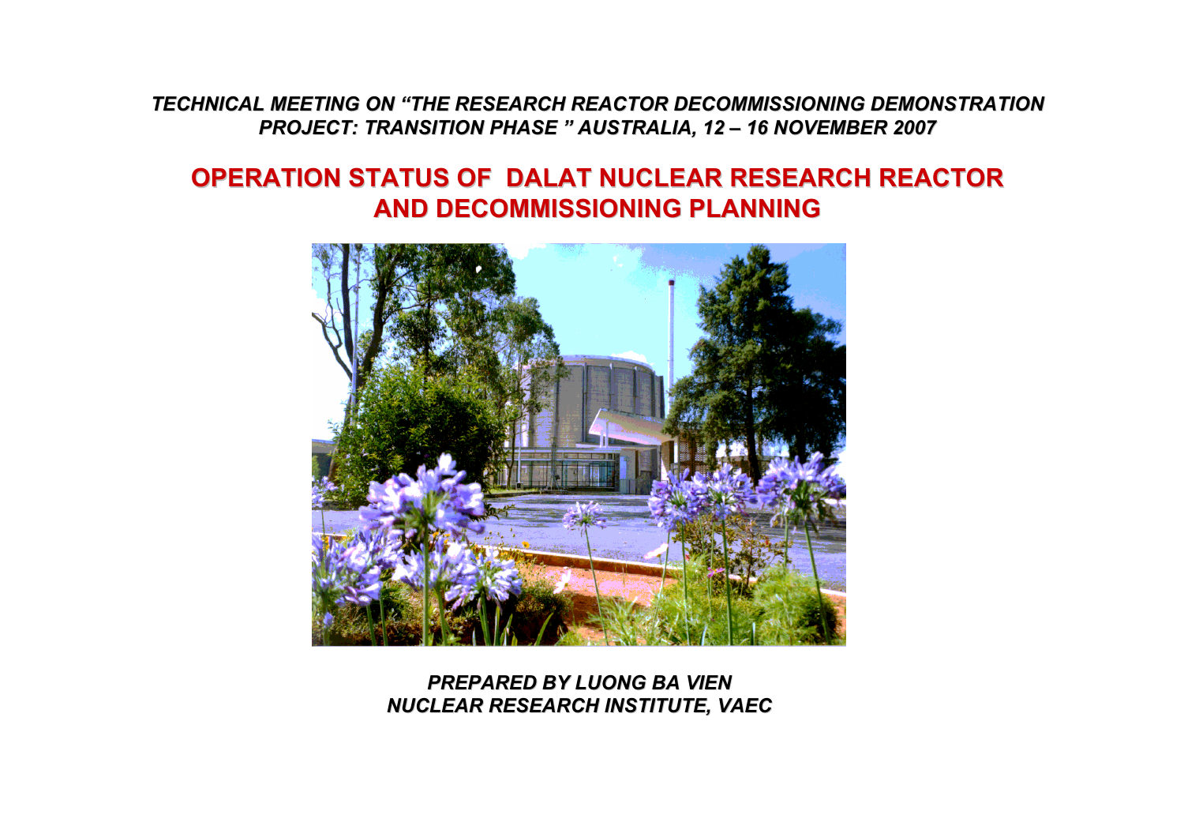*TECHNICAL MEETING ON "THE RESEARCH REACTOR DECOMMISSIONING DEMONSTRATION PROJECT: TRANSITION PHASE " AUSTRALIA, 12 – 16 NOVEMBER 2007*

# OPERATION STATUS OF DALAT NUCLEAR RESEARCH REACTOR AND DECOMMISSIONING PLANNING

***PREPARED BY LUONG BA VIEN***
***NUCLEAR RESEARCH INSTITUTE, VAEC***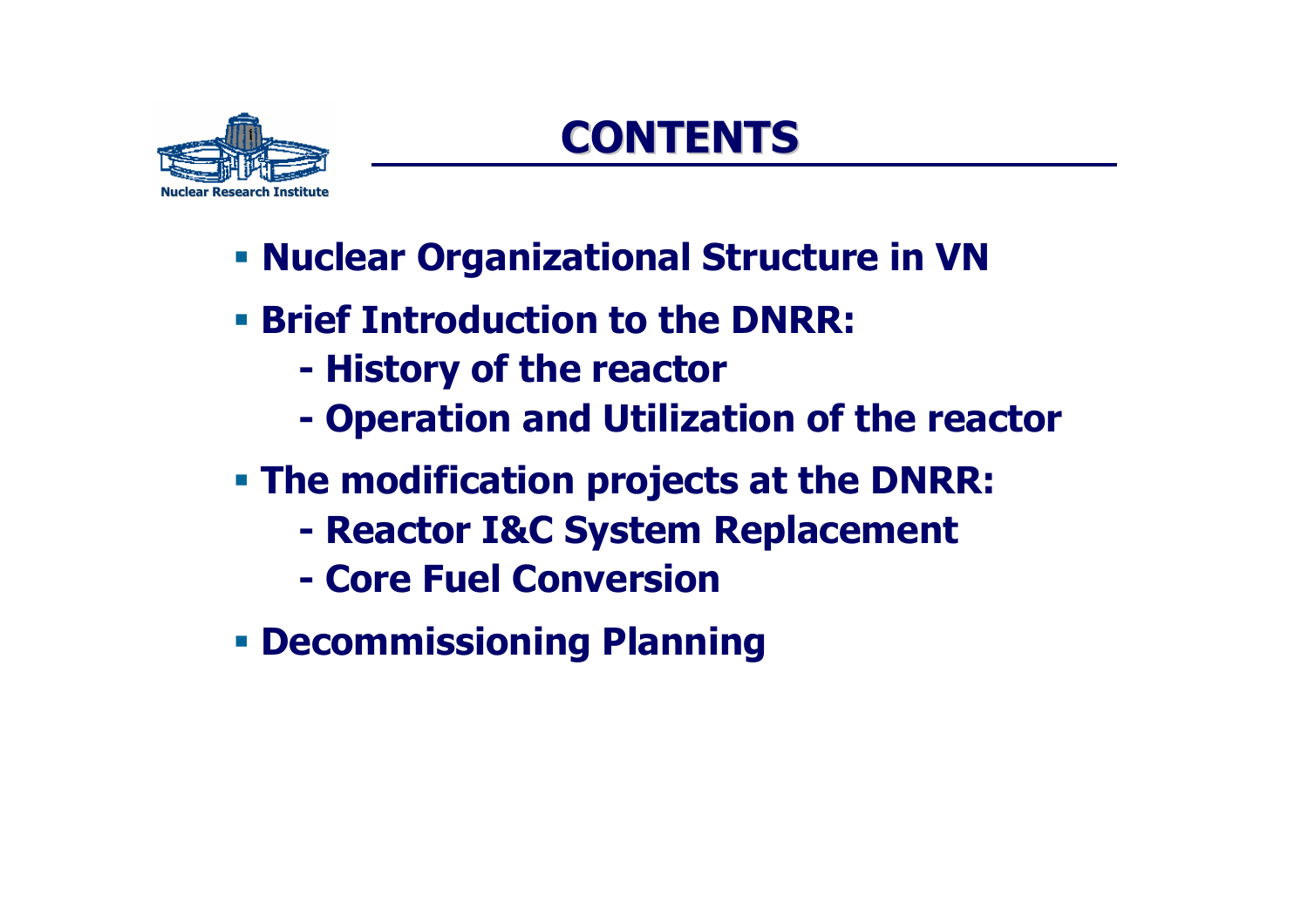# CONTENTS

- **Nuclear Organizational Structure in VN**
- **Brief Introduction to the DNRR:**
  - **History of the reactor**
  - **Operation and Utilization of the reactor**
- **The modification projects at the DNRR:**
  - **Reactor I&C System Replacement**
  - **Core Fuel Conversion**
- **Decommissioning Planning**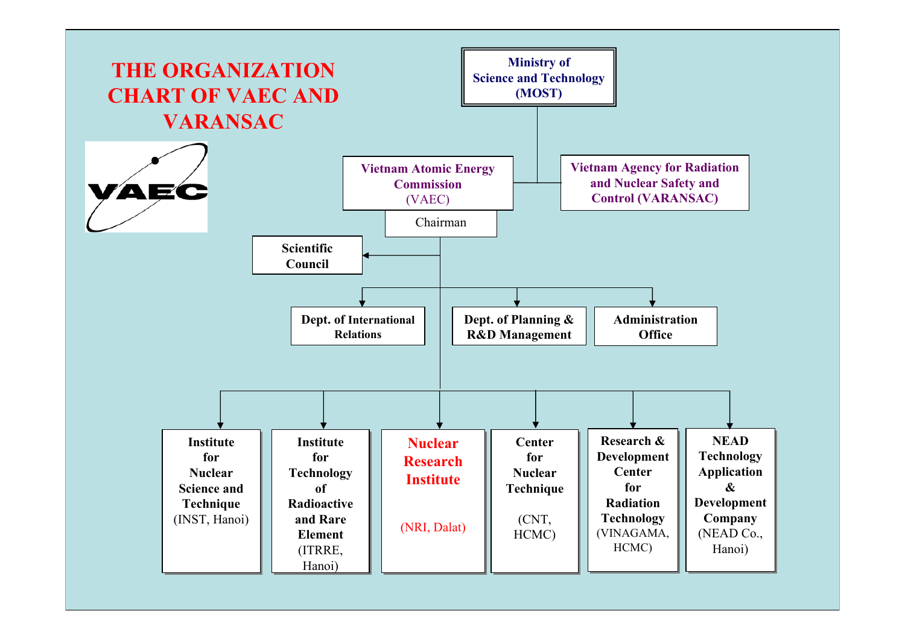# THE ORGANIZATION CHART OF VAEC AND VARANSAC

VAEC

**Ministry of Science and Technology (MOST)**

**Vietnam Atomic Energy Commission** (VAEC)

**Vietnam Agency for Radiation and Nuclear Safety and Control (VARANSAC)**

Chairman

**Scientific Council**

**Dept. of International Relations**

**Dept. of Planning & R&D Management**

**Administration Office**

**Institute for Nuclear Science and Technique** (INST, Hanoi)

**Institute for Technology of Radioactive and Rare Element** (ITRRE, Hanoi)

**Nuclear Research Institute** (NRI, Dalat)

**Center for Nuclear Technique** (CNT, HCMC)

**Research & Development Center for Radiation Technology** (VINAGAMA, HCMC)

**NEAD Technology Application & Development Company** (NEAD Co., Hanoi)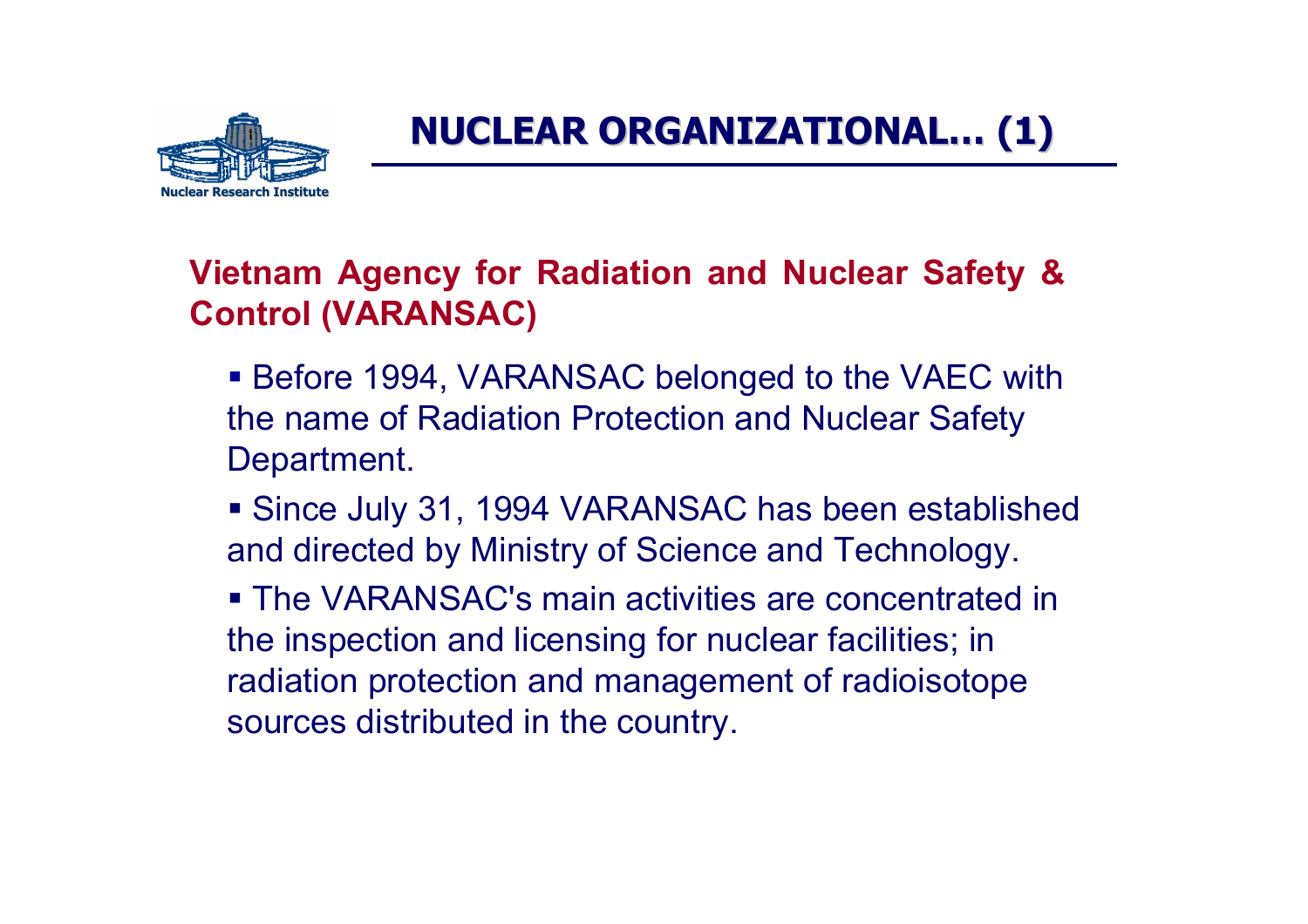## NUCLEAR ORGANIZATIONAL… (1)

### Vietnam Agency for Radiation and Nuclear Safety & Control (VARANSAC)

- Before 1994, VARANSAC belonged to the VAEC with the name of Radiation Protection and Nuclear Safety Department.
- Since July 31, 1994 VARANSAC has been established and directed by Ministry of Science and Technology.
- The VARANSAC's main activities are concentrated in the inspection and licensing for nuclear facilities; in radiation protection and management of radioisotope sources distributed in the country.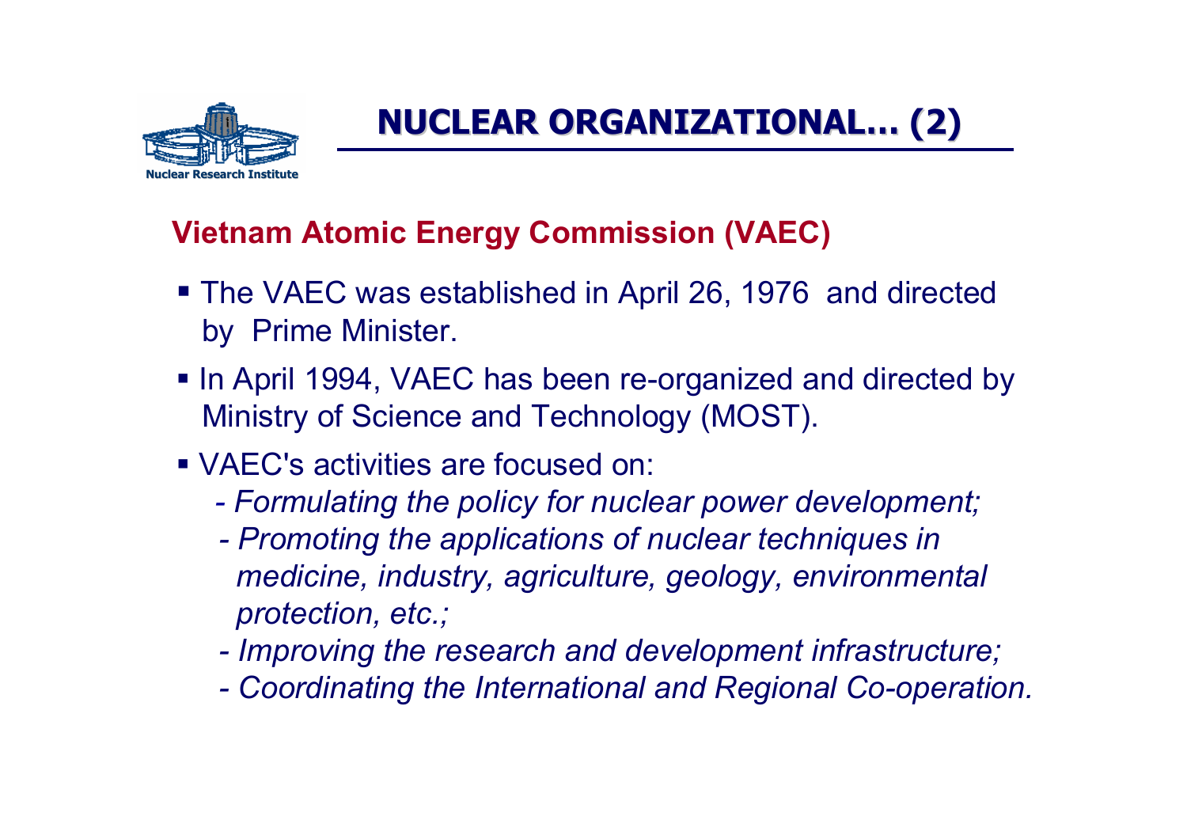# NUCLEAR ORGANIZATIONAL... (2)

## Vietnam Atomic Energy Commission (VAEC)

- The VAEC was established in April 26, 1976 and directed by Prime Minister.
- In April 1994, VAEC has been re-organized and directed by Ministry of Science and Technology (MOST).
- VAEC's activities are focused on:
  - *Formulating the policy for nuclear power development;*
  - *Promoting the applications of nuclear techniques in medicine, industry, agriculture, geology, environmental protection, etc.;*
  - *Improving the research and development infrastructure;*
  - *Coordinating the International and Regional Co-operation.*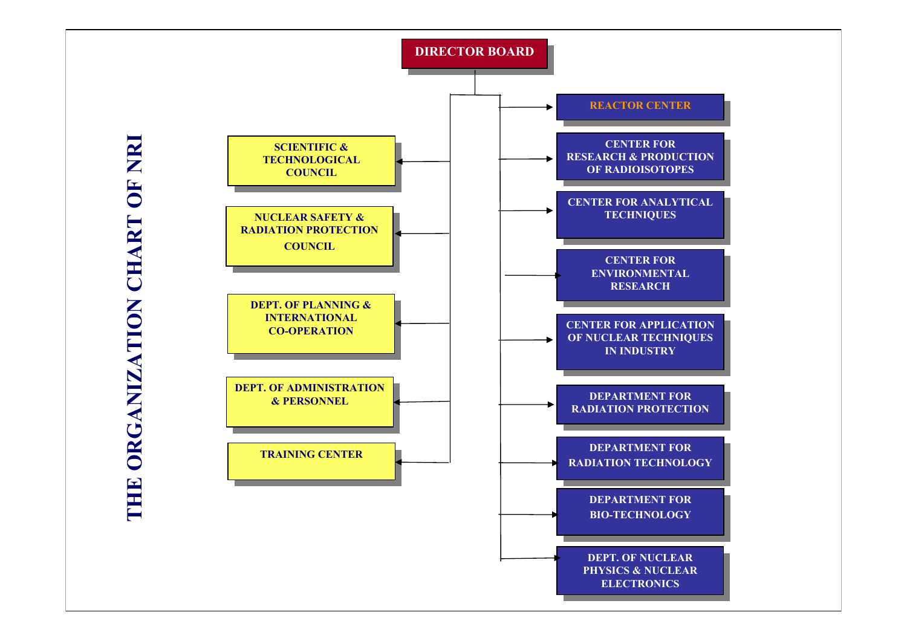# THE ORGANIZATION CHART OF NRI

**DIRECTOR BOARD**

- SCIENTIFIC & TECHNOLOGICAL COUNCIL
- NUCLEAR SAFETY & RADIATION PROTECTION COUNCIL
- DEPT. OF PLANNING & INTERNATIONAL CO-OPERATION
- DEPT. OF ADMINISTRATION & PERSONNEL
- TRAINING CENTER

- REACTOR CENTER
- CENTER FOR RESEARCH & PRODUCTION OF RADIOISOTOPES
- CENTER FOR ANALYTICAL TECHNIQUES
- CENTER FOR ENVIRONMENTAL RESEARCH
- CENTER FOR APPLICATION OF NUCLEAR TECHNIQUES IN INDUSTRY
- DEPARTMENT FOR RADIATION PROTECTION
- DEPARTMENT FOR RADIATION TECHNOLOGY
- DEPARTMENT FOR BIO-TECHNOLOGY
- DEPT. OF NUCLEAR PHYSICS & NUCLEAR ELECTRONICS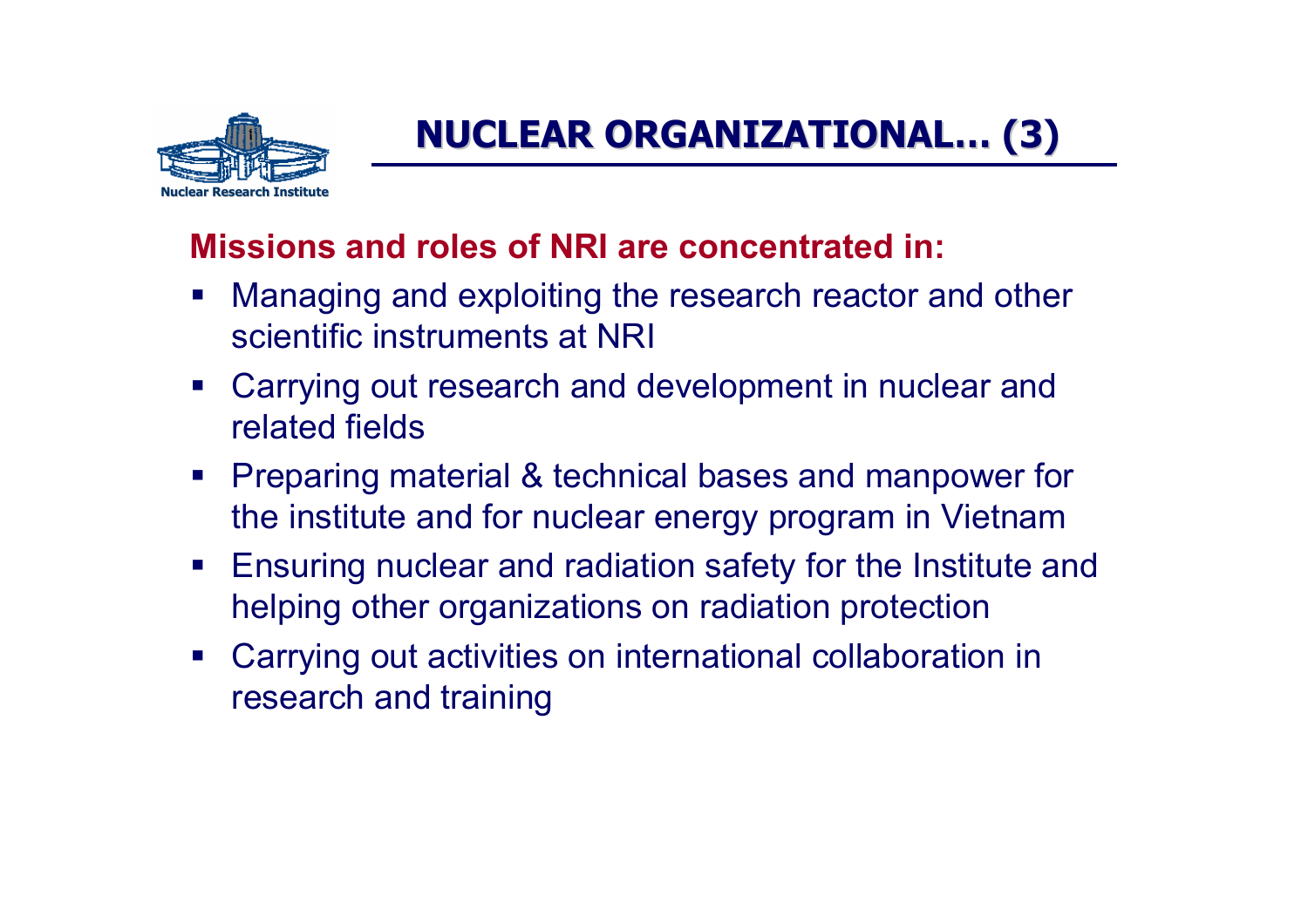# NUCLEAR ORGANIZATIONAL… (3)

**Missions and roles of NRI are concentrated in:**

- Managing and exploiting the research reactor and other scientific instruments at NRI
- Carrying out research and development in nuclear and related fields
- Preparing material & technical bases and manpower for the institute and for nuclear energy program in Vietnam
- Ensuring nuclear and radiation safety for the Institute and helping other organizations on radiation protection
- Carrying out activities on international collaboration in research and training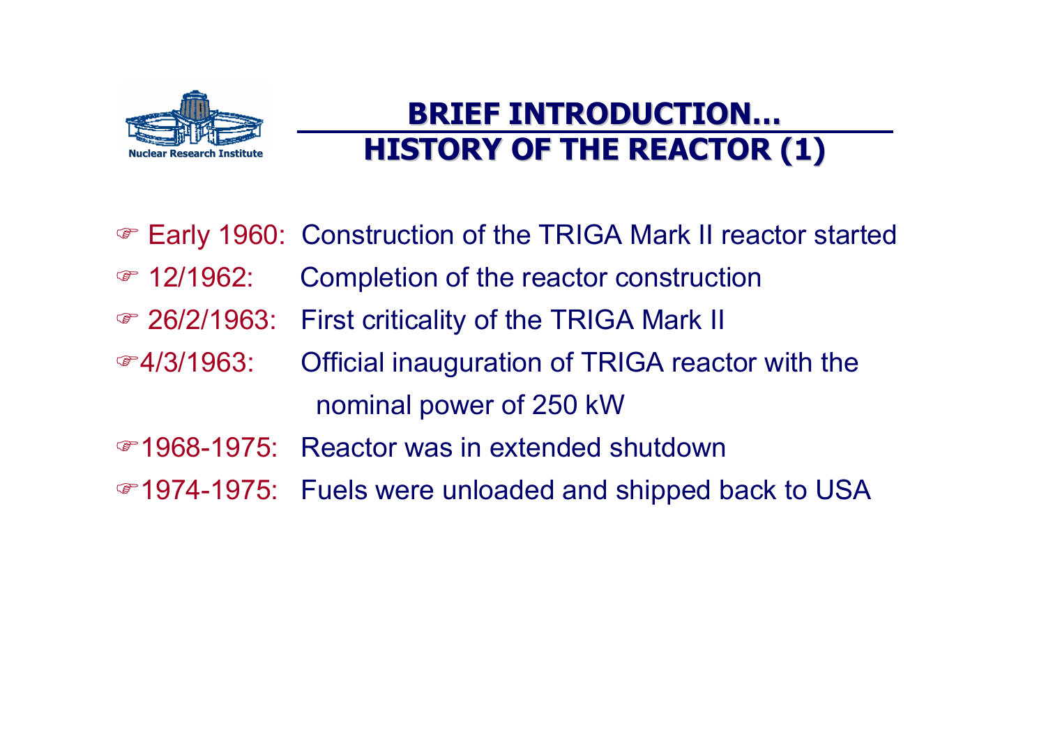Nuclear Research Institute

## BRIEF INTRODUCTION…
## HISTORY OF THE REACTOR (1)

- Early 1960: Construction of the TRIGA Mark II reactor started
- 12/1962: Completion of the reactor construction
- 26/2/1963: First criticality of the TRIGA Mark II
- 4/3/1963: Official inauguration of TRIGA reactor with the nominal power of 250 kW
- 1968-1975: Reactor was in extended shutdown
- 1974-1975: Fuels were unloaded and shipped back to USA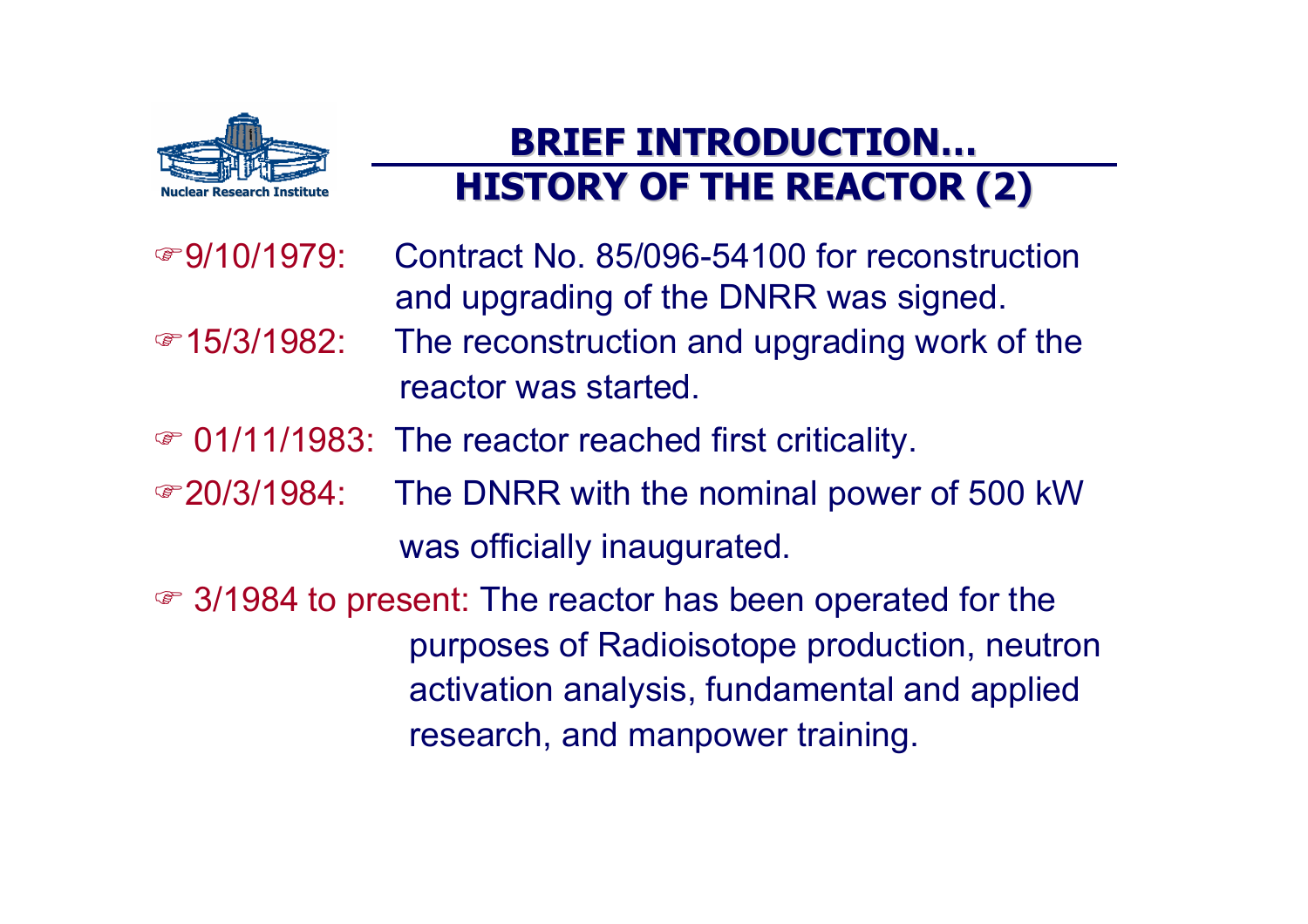## BRIEF INTRODUCTION…
## HISTORY OF THE REACTOR (2)

- 9/10/1979: Contract No. 85/096-54100 for reconstruction and upgrading of the DNRR was signed.
- 15/3/1982: The reconstruction and upgrading work of the reactor was started.
- 01/11/1983: The reactor reached first criticality.
- 20/3/1984: The DNRR with the nominal power of 500 kW was officially inaugurated.
- 3/1984 to present: The reactor has been operated for the purposes of Radioisotope production, neutron activation analysis, fundamental and applied research, and manpower training.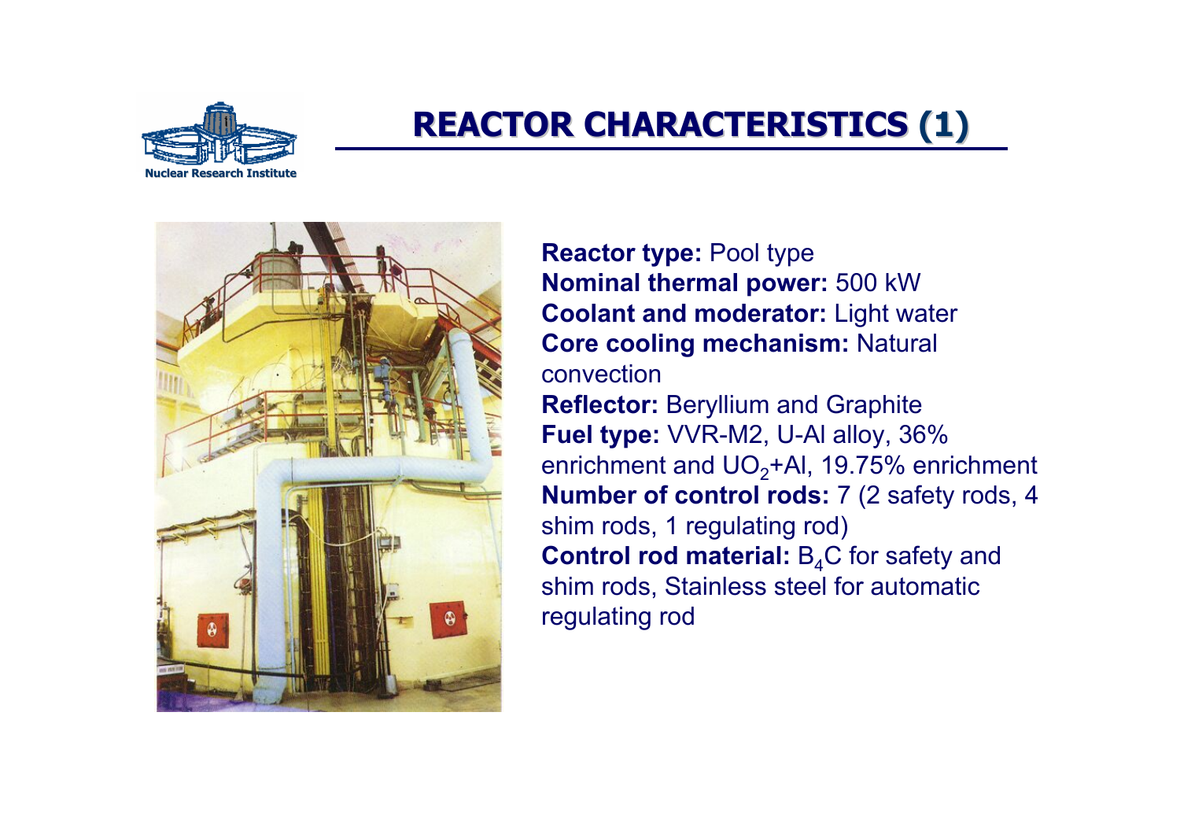# REACTOR CHARACTERISTICS (1)

**Reactor type:** Pool type
**Nominal thermal power:** 500 kW
**Coolant and moderator:** Light water
**Core cooling mechanism:** Natural convection
**Reflector:** Beryllium and Graphite
**Fuel type:** VVR-M2, U-Al alloy, 36% enrichment and $UO_2$+Al, 19.75% enrichment
**Number of control rods:** 7 (2 safety rods, 4 shim rods, 1 regulating rod)
**Control rod material:** $B_4C$ for safety and shim rods, Stainless steel for automatic regulating rod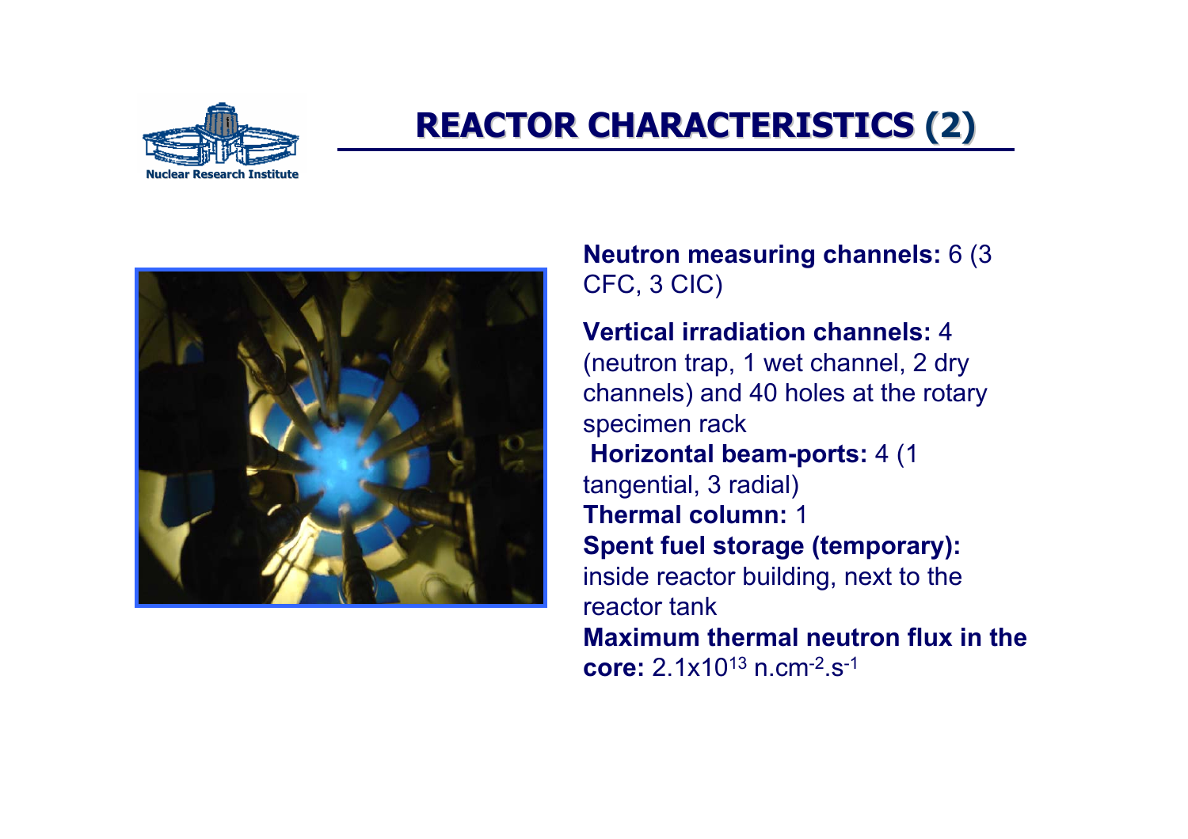# REACTOR CHARACTERISTICS (2)

**Neutron measuring channels:** 6 (3 CFC, 3 CIC)

**Vertical irradiation channels:** 4 (neutron trap, 1 wet channel, 2 dry channels) and 40 holes at the rotary specimen rack

**Horizontal beam-ports:** 4 (1 tangential, 3 radial)

**Thermal column:** 1

**Spent fuel storage (temporary):** inside reactor building, next to the reactor tank

**Maximum thermal neutron flux in the core:** $2.1 \times 10^{13}$ $n.cm^{-2}.s^{-1}$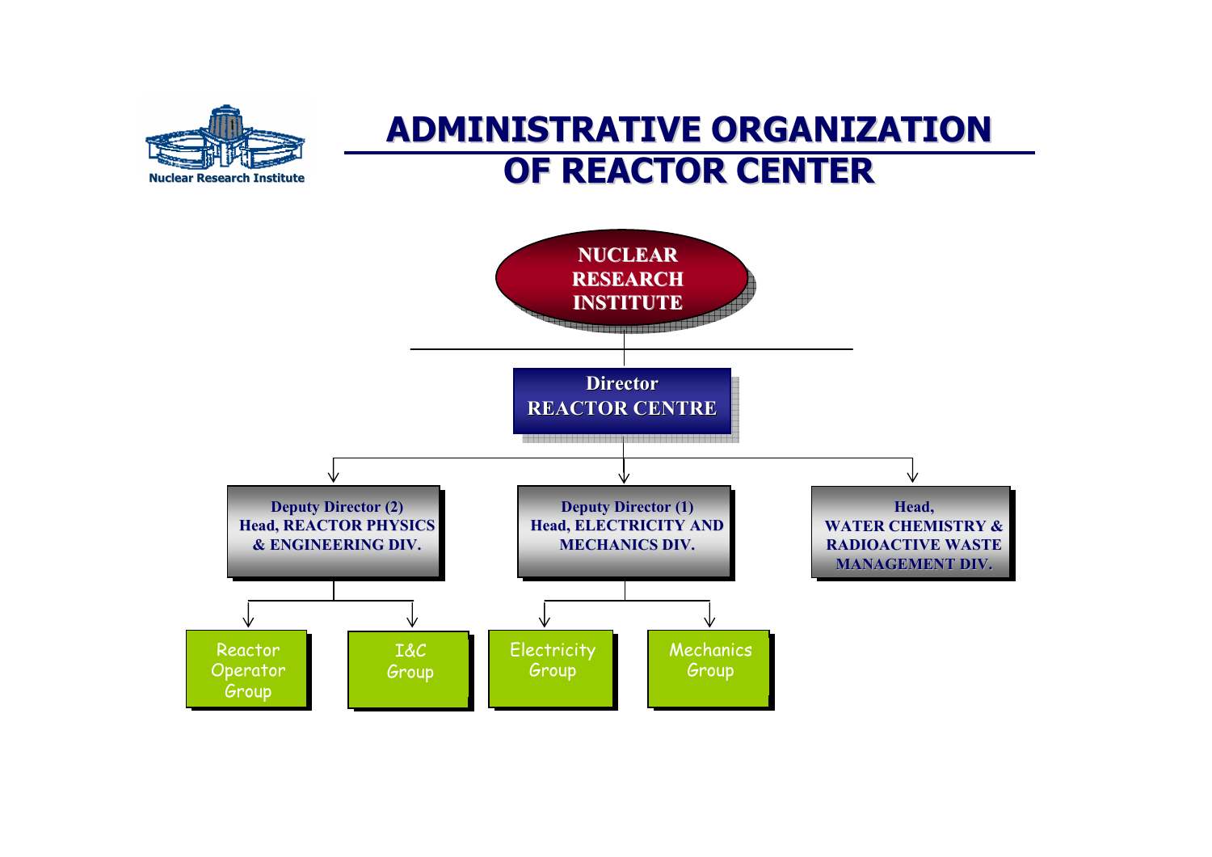# ADMINISTRATIVE ORGANIZATION OF REACTOR CENTER

Nuclear Research Institute

- **NUCLEAR RESEARCH INSTITUTE**
  - **Director REACTOR CENTRE**
    - **Deputy Director (2) Head, REACTOR PHYSICS & ENGINEERING DIV.**
      - Reactor Operator Group
      - I&C Group
    - **Deputy Director (1) Head, ELECTRICITY AND MECHANICS DIV.**
      - Electricity Group
      - Mechanics Group
    - **Head, WATER CHEMISTRY & RADIOACTIVE WASTE MANAGEMENT DIV.**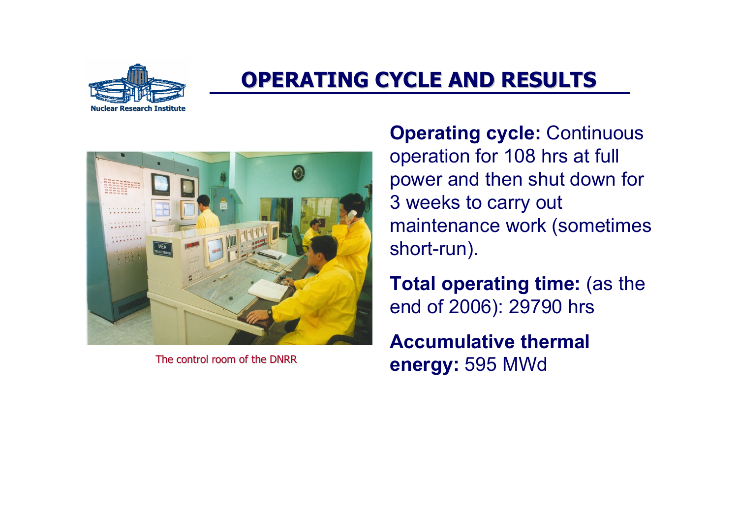# OPERATING CYCLE AND RESULTS

The control room of the DNRR

**Operating cycle:** Continuous operation for 108 hrs at full power and then shut down for 3 weeks to carry out maintenance work (sometimes short-run).

**Total operating time:** (as the end of 2006): 29790 hrs

**Accumulative thermal energy:** 595 MWd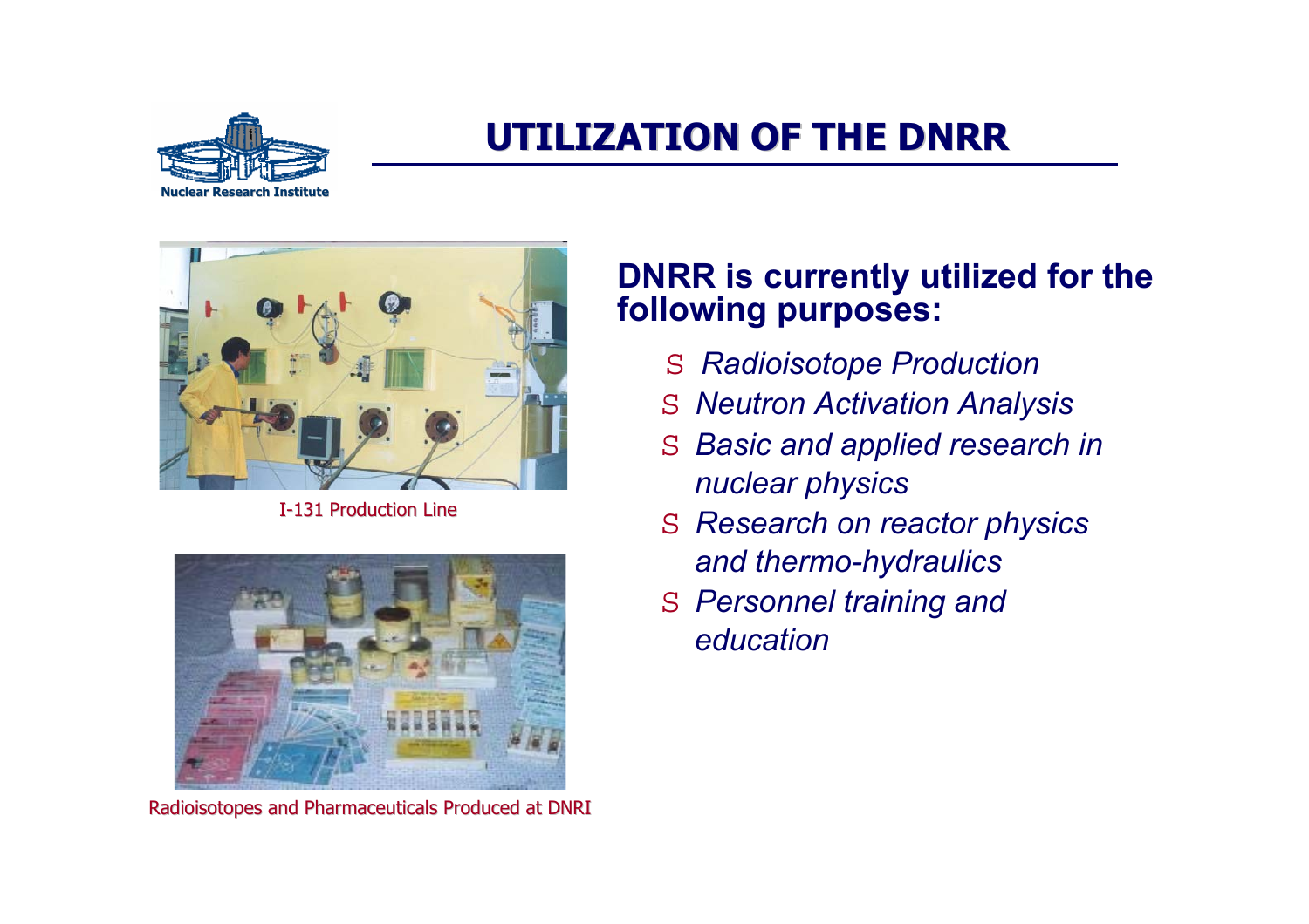# UTILIZATION OF THE DNRR

Nuclear Research Institute

I-131 Production Line

Radioisotopes and Pharmaceuticals Produced at DNRI

**DNRR is currently utilized for the following purposes:**

- *Radioisotope Production*
- *Neutron Activation Analysis*
- *Basic and applied research in nuclear physics*
- *Research on reactor physics and thermo-hydraulics*
- *Personnel training and education*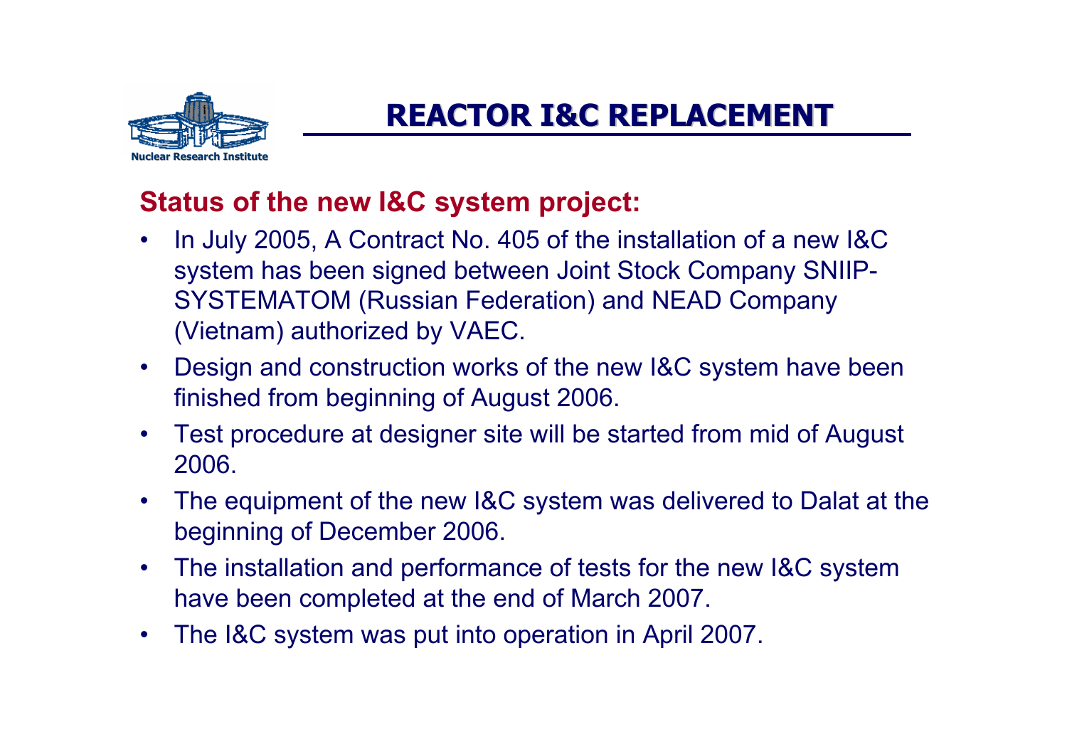# REACTOR I&C REPLACEMENT

## Status of the new I&C system project:

- In July 2005, A Contract No. 405 of the installation of a new I&C system has been signed between Joint Stock Company SNIIP-SYSTEMATOM (Russian Federation) and NEAD Company (Vietnam) authorized by VAEC.
- Design and construction works of the new I&C system have been finished from beginning of August 2006.
- Test procedure at designer site will be started from mid of August 2006.
- The equipment of the new I&C system was delivered to Dalat at the beginning of December 2006.
- The installation and performance of tests for the new I&C system have been completed at the end of March 2007.
- The I&C system was put into operation in April 2007.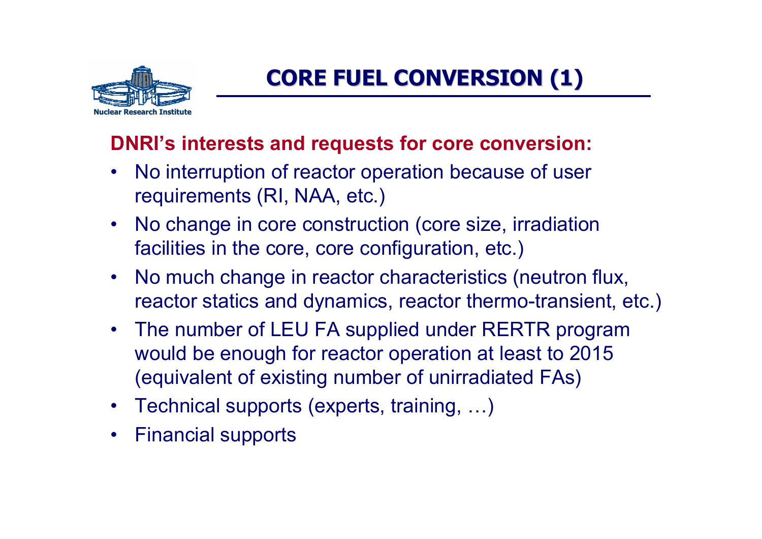# CORE FUEL CONVERSION (1)

**DNRI's interests and requests for core conversion:**

- No interruption of reactor operation because of user requirements (RI, NAA, etc.)
- No change in core construction (core size, irradiation facilities in the core, core configuration, etc.)
- No much change in reactor characteristics (neutron flux, reactor statics and dynamics, reactor thermo-transient, etc.)
- The number of LEU FA supplied under RERTR program would be enough for reactor operation at least to 2015 (equivalent of existing number of unirradiated FAs)
- Technical supports (experts, training, …)
- Financial supports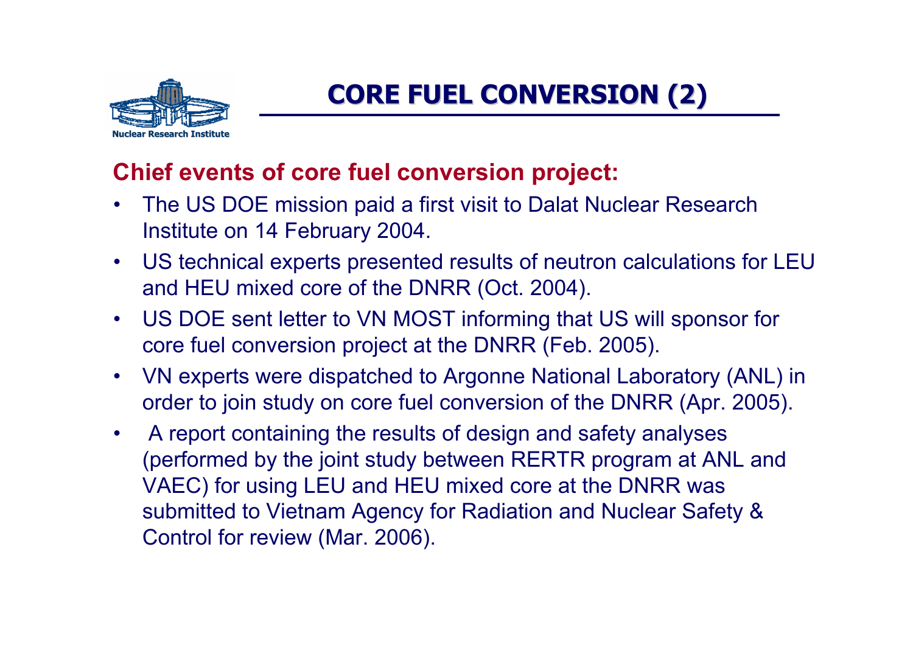# CORE FUEL CONVERSION (2)

**Chief events of core fuel conversion project:**

- The US DOE mission paid a first visit to Dalat Nuclear Research Institute on 14 February 2004.
- US technical experts presented results of neutron calculations for LEU and HEU mixed core of the DNRR (Oct. 2004).
- US DOE sent letter to VN MOST informing that US will sponsor for core fuel conversion project at the DNRR (Feb. 2005).
- VN experts were dispatched to Argonne National Laboratory (ANL) in order to join study on core fuel conversion of the DNRR (Apr. 2005).
- A report containing the results of design and safety analyses (performed by the joint study between RERTR program at ANL and VAEC) for using LEU and HEU mixed core at the DNRR was submitted to Vietnam Agency for Radiation and Nuclear Safety & Control for review (Mar. 2006).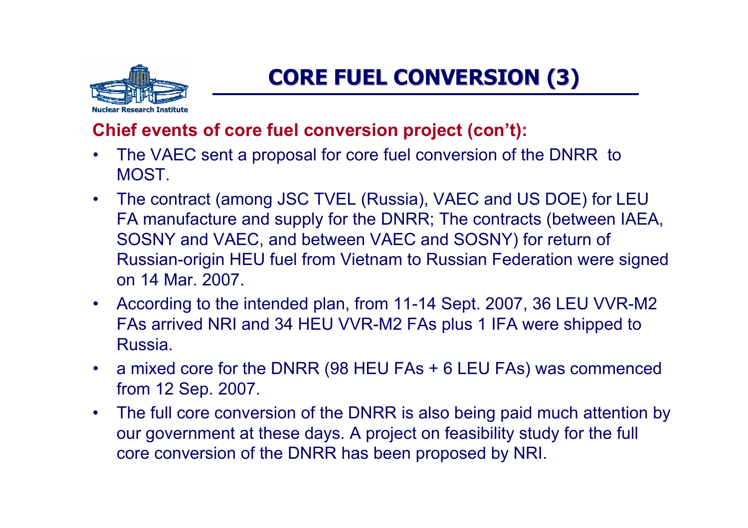# CORE FUEL CONVERSION (3)

**Chief events of core fuel conversion project (con't):**

- The VAEC sent a proposal for core fuel conversion of the DNRR to MOST.
- The contract (among JSC TVEL (Russia), VAEC and US DOE) for LEU FA manufacture and supply for the DNRR; The contracts (between IAEA, SOSNY and VAEC, and between VAEC and SOSNY) for return of Russian-origin HEU fuel from Vietnam to Russian Federation were signed on 14 Mar. 2007.
- According to the intended plan, from 11-14 Sept. 2007, 36 LEU VVR-M2 FAs arrived NRI and 34 HEU VVR-M2 FAs plus 1 IFA were shipped to Russia.
- a mixed core for the DNRR (98 HEU FAs + 6 LEU FAs) was commenced from 12 Sep. 2007.
- The full core conversion of the DNRR is also being paid much attention by our government at these days. A project on feasibility study for the full core conversion of the DNRR has been proposed by NRI.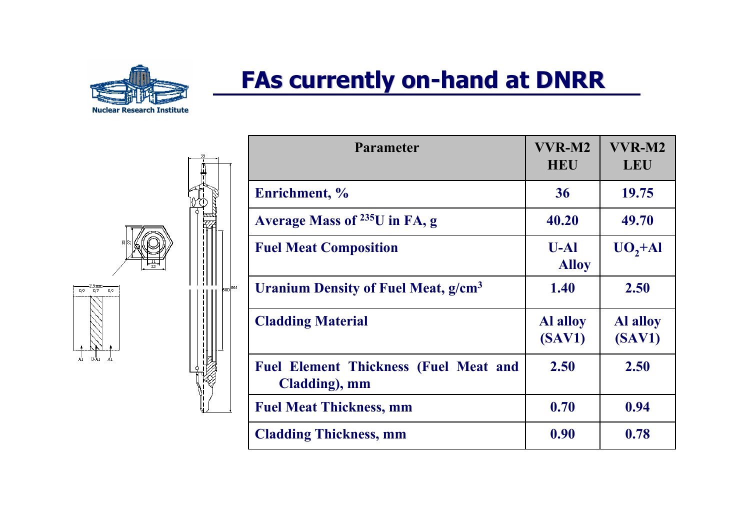# FAs currently on-hand at DNRR

| Parameter | VVR-M2 HEU | VVR-M2 LEU |
|---|---|---|
| Enrichment, % | 36 | 19.75 |
| Average Mass of $^{235}$U in FA, g | 40.20 | 49.70 |
| Fuel Meat Composition | U-Al Alloy | $UO_2$+Al |
| Uranium Density of Fuel Meat, g/cm$^3$ | 1.40 | 2.50 |
| Cladding Material | Al alloy (SAV1) | Al alloy (SAV1) |
| Fuel Element Thickness (Fuel Meat and Cladding), mm | 2.50 | 2.50 |
| Fuel Meat Thickness, mm | 0.70 | 0.94 |
| Cladding Thickness, mm | 0.90 | 0.78 |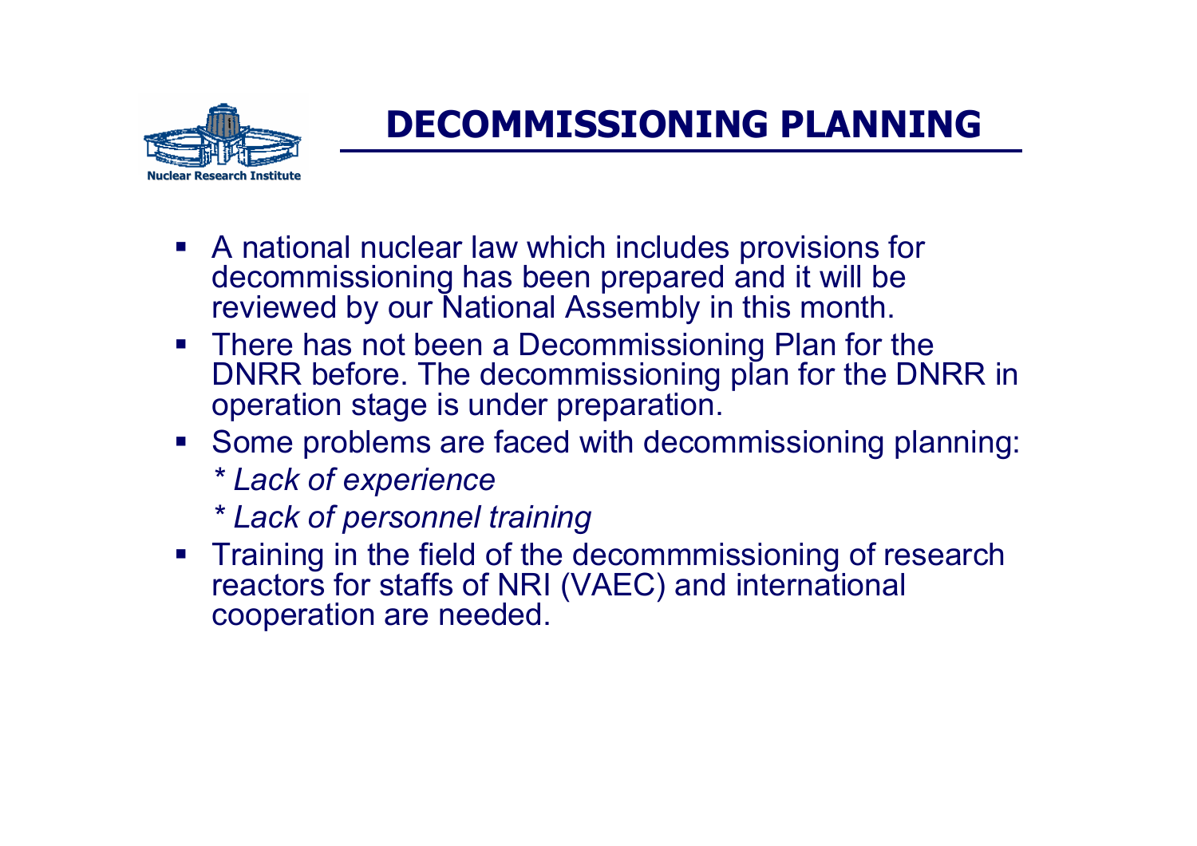Nuclear Research Institute

# DECOMMISSIONING PLANNING

- A national nuclear law which includes provisions for decommissioning has been prepared and it will be reviewed by our National Assembly in this month.
- There has not been a Decommissioning Plan for the DNRR before. The decommissioning plan for the DNRR in operation stage is under preparation.
- Some problems are faced with decommissioning planning:
  - *\* Lack of experience*
  - *\* Lack of personnel training*
- Training in the field of the decommmissioning of research reactors for staffs of NRI (VAEC) and international cooperation are needed.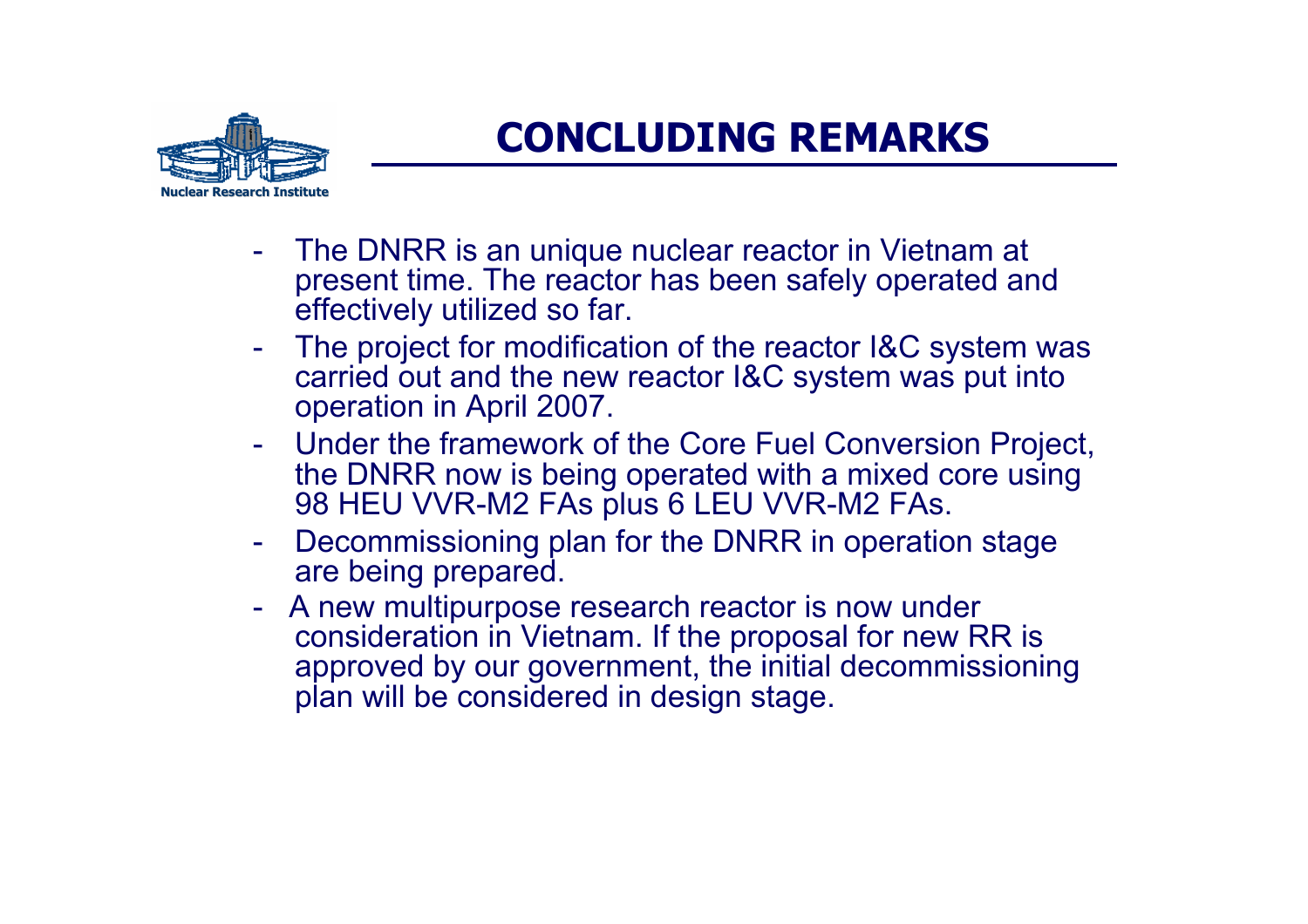# CONCLUDING REMARKS

- The DNRR is an unique nuclear reactor in Vietnam at present time. The reactor has been safely operated and effectively utilized so far.
- The project for modification of the reactor I&C system was carried out and the new reactor I&C system was put into operation in April 2007.
- Under the framework of the Core Fuel Conversion Project, the DNRR now is being operated with a mixed core using 98 HEU VVR-M2 FAs plus 6 LEU VVR-M2 FAs.
- Decommissioning plan for the DNRR in operation stage are being prepared.
- A new multipurpose research reactor is now under consideration in Vietnam. If the proposal for new RR is approved by our government, the initial decommissioning plan will be considered in design stage.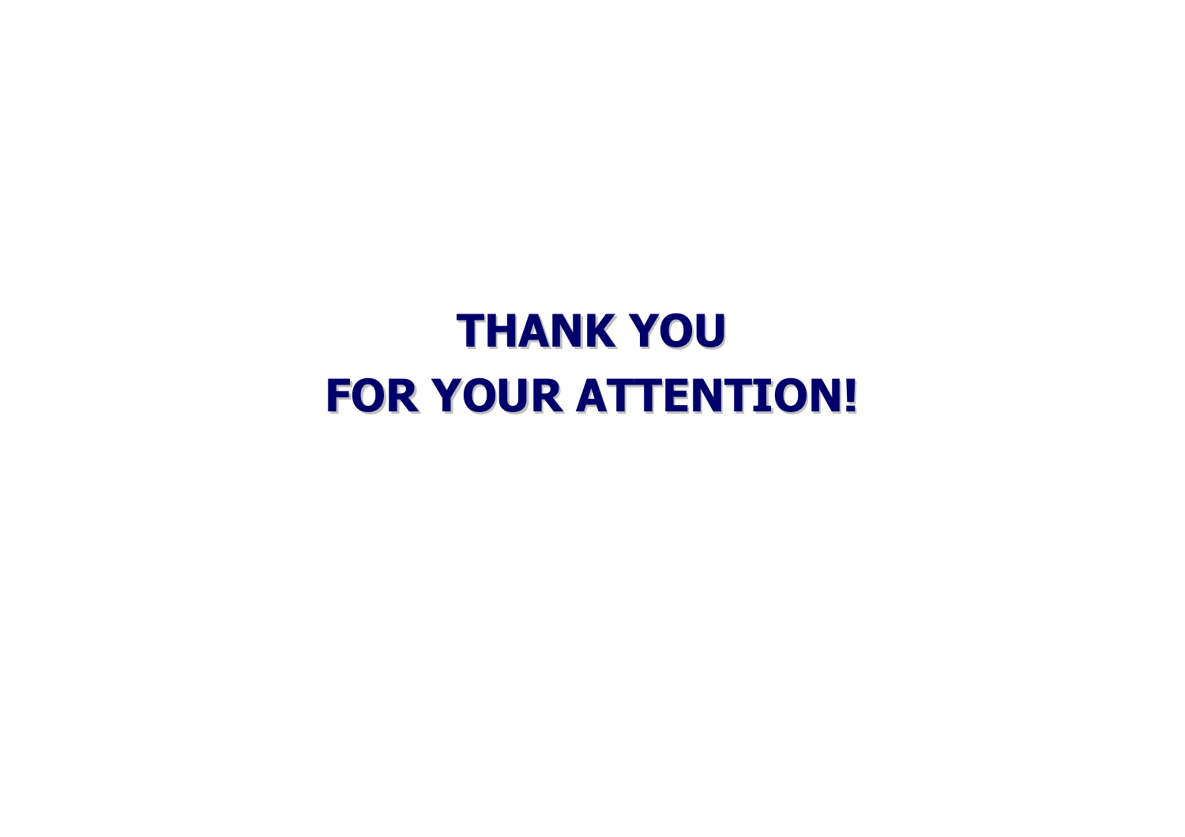**THANK YOU**
**FOR YOUR ATTENTION!**